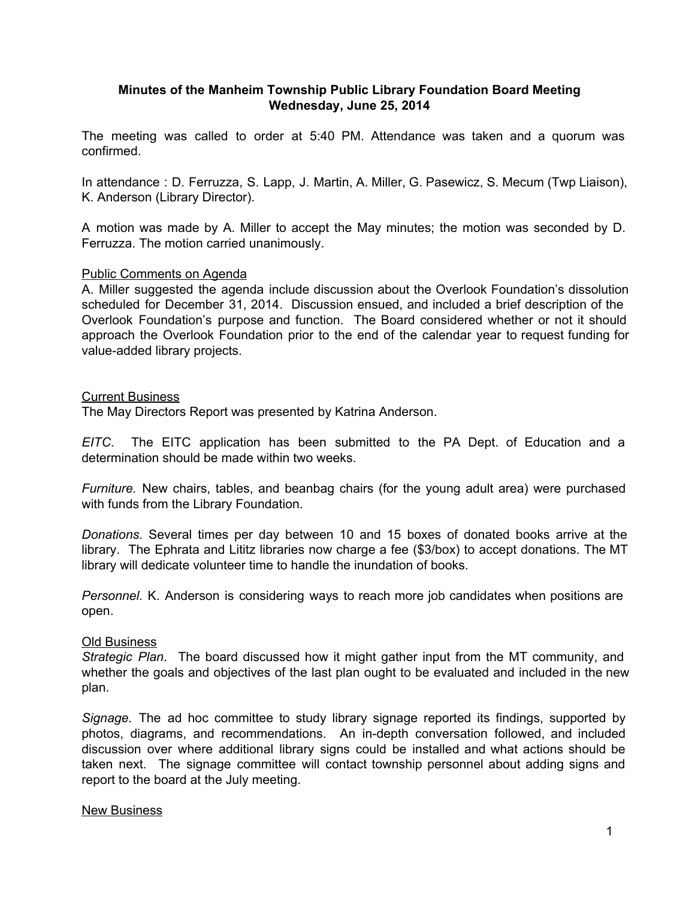# Minutes of the Manheim Township Public Library Foundation Board Meeting
## Wednesday, June 25, 2014

The meeting was called to order at 5:40 PM. Attendance was taken and a quorum was confirmed.

In attendance : D. Ferruzza, S. Lapp, J. Martin, A. Miller, G. Pasewicz, S. Mecum (Twp Liaison), K. Anderson (Library Director).

A motion was made by A. Miller to accept the May minutes; the motion was seconded by D. Ferruzza. The motion carried unanimously.

<u>Public Comments on Agenda</u>

A. Miller suggested the agenda include discussion about the Overlook Foundation's dissolution scheduled for December 31, 2014. Discussion ensued, and included a brief description of the Overlook Foundation's purpose and function. The Board considered whether or not it should approach the Overlook Foundation prior to the end of the calendar year to request funding for value-added library projects.

<u>Current Business</u>

The May Directors Report was presented by Katrina Anderson.

*EITC*. The EITC application has been submitted to the PA Dept. of Education and a determination should be made within two weeks.

*Furniture.* New chairs, tables, and beanbag chairs (for the young adult area) were purchased with funds from the Library Foundation.

*Donations.* Several times per day between 10 and 15 boxes of donated books arrive at the library. The Ephrata and Lititz libraries now charge a fee ($3/box) to accept donations. The MT library will dedicate volunteer time to handle the inundation of books.

*Personnel.* K. Anderson is considering ways to reach more job candidates when positions are open.

<u>Old Business</u>

*Strategic Plan*. The board discussed how it might gather input from the MT community, and whether the goals and objectives of the last plan ought to be evaluated and included in the new plan.

*Signage.* The ad hoc committee to study library signage reported its findings, supported by photos, diagrams, and recommendations. An in-depth conversation followed, and included discussion over where additional library signs could be installed and what actions should be taken next. The signage committee will contact township personnel about adding signs and report to the board at the July meeting.

<u>New Business</u>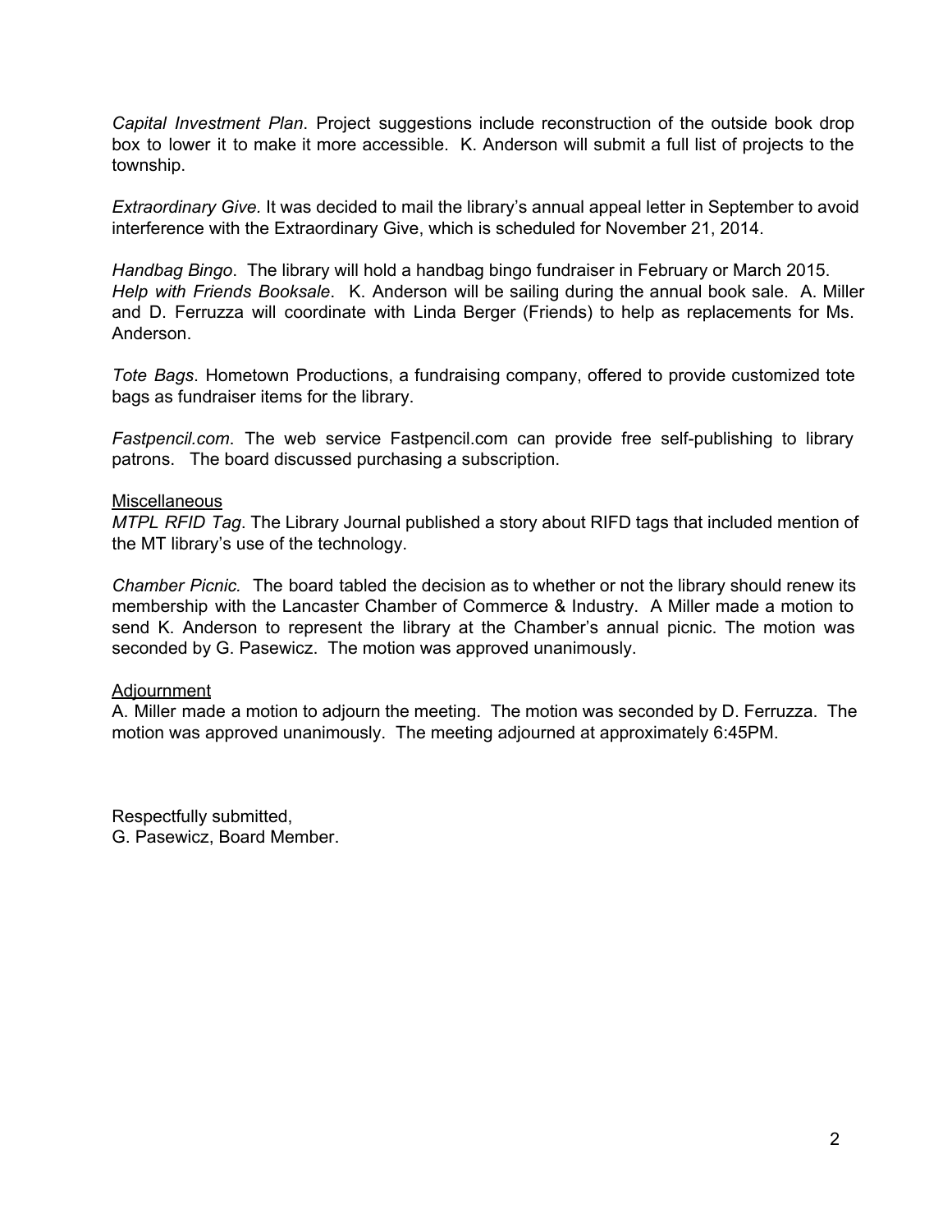*Capital Investment Plan*. Project suggestions include reconstruction of the outside book drop box to lower it to make it more accessible. K. Anderson will submit a full list of projects to the township.

*Extraordinary Give.* It was decided to mail the library's annual appeal letter in September to avoid interference with the Extraordinary Give, which is scheduled for November 21, 2014.

*Handbag Bingo*. The library will hold a handbag bingo fundraiser in February or March 2015.
*Help with Friends Booksale*. K. Anderson will be sailing during the annual book sale. A. Miller and D. Ferruzza will coordinate with Linda Berger (Friends) to help as replacements for Ms. Anderson.

*Tote Bags*. Hometown Productions, a fundraising company, offered to provide customized tote bags as fundraiser items for the library.

*Fastpencil.com*. The web service Fastpencil.com can provide free self-publishing to library patrons. The board discussed purchasing a subscription.

<u>Miscellaneous</u>
*MTPL RFID Tag*. The Library Journal published a story about RIFD tags that included mention of the MT library's use of the technology.

*Chamber Picnic.* The board tabled the decision as to whether or not the library should renew its membership with the Lancaster Chamber of Commerce & Industry. A Miller made a motion to send K. Anderson to represent the library at the Chamber's annual picnic. The motion was seconded by G. Pasewicz. The motion was approved unanimously.

<u>Adjournment</u>
A. Miller made a motion to adjourn the meeting. The motion was seconded by D. Ferruzza. The motion was approved unanimously. The meeting adjourned at approximately 6:45PM.

Respectfully submitted,
G. Pasewicz, Board Member.